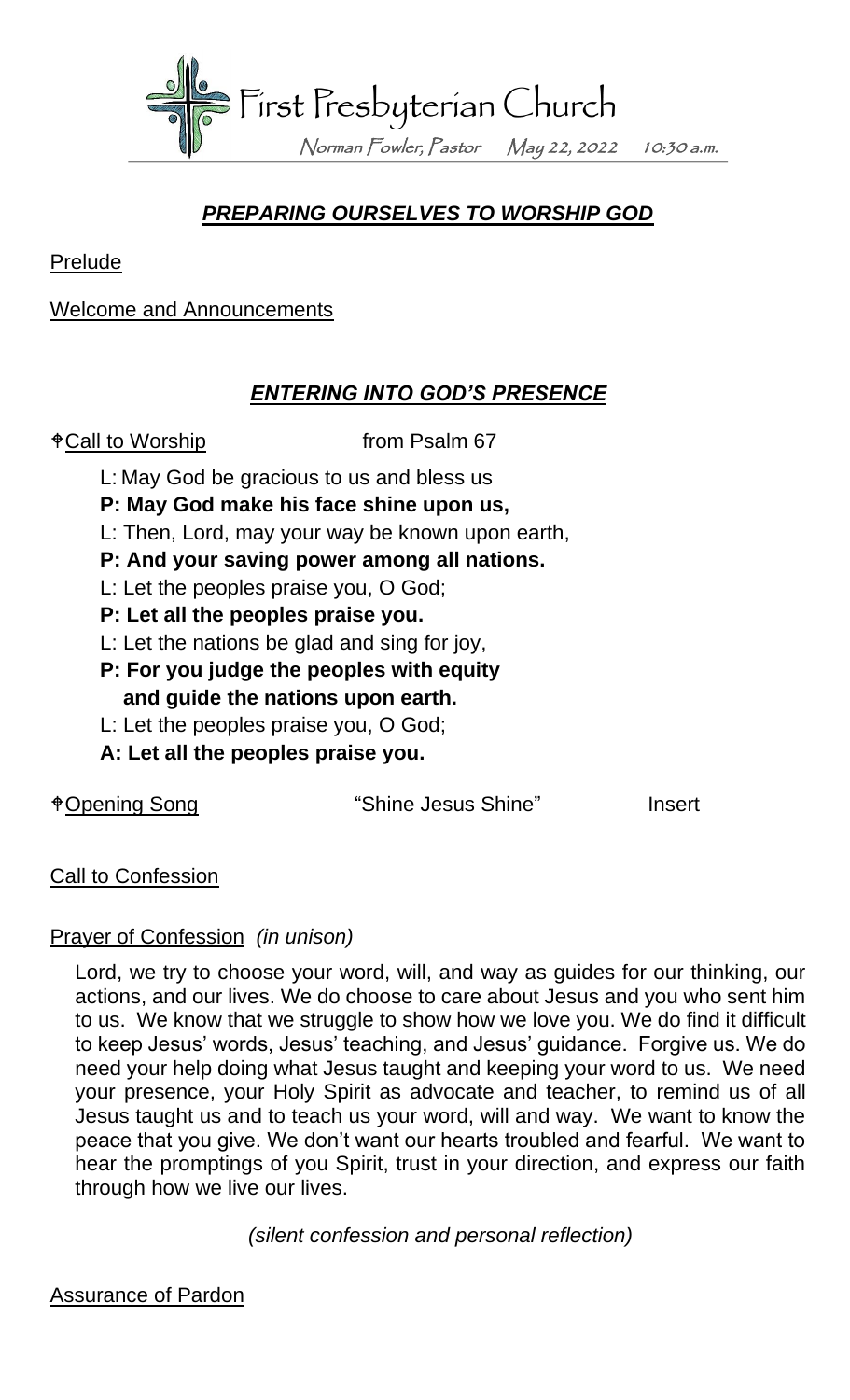# First Presbyterian Church

Norman Fowler, Pastor May 22, 2022 10:30 a.m.

## *PREPARING OURSELVES TO WORSHIP GOD*

Prelude

Welcome and Announcements

## *ENTERING INTO GOD'S PRESENCE*

✟Call to Worship from Psalm 67

L: May God be gracious to us and bless us
**P: May God make his face shine upon us,**
L: Then, Lord, may your way be known upon earth,
**P: And your saving power among all nations.**
L: Let the peoples praise you, O God;
**P: Let all the peoples praise you.**
L: Let the nations be glad and sing for joy,
**P: For you judge the peoples with equity and guide the nations upon earth.**
L: Let the peoples praise you, O God;
**A: Let all the peoples praise you.**

✟Opening Song "Shine Jesus Shine" Insert

Call to Confession

Prayer of Confession *(in unison)*

Lord, we try to choose your word, will, and way as guides for our thinking, our actions, and our lives. We do choose to care about Jesus and you who sent him to us. We know that we struggle to show how we love you. We do find it difficult to keep Jesus' words, Jesus' teaching, and Jesus' guidance. Forgive us. We do need your help doing what Jesus taught and keeping your word to us. We need your presence, your Holy Spirit as advocate and teacher, to remind us of all Jesus taught us and to teach us your word, will and way. We want to know the peace that you give. We don't want our hearts troubled and fearful. We want to hear the promptings of you Spirit, trust in your direction, and express our faith through how we live our lives.

*(silent confession and personal reflection)*

Assurance of Pardon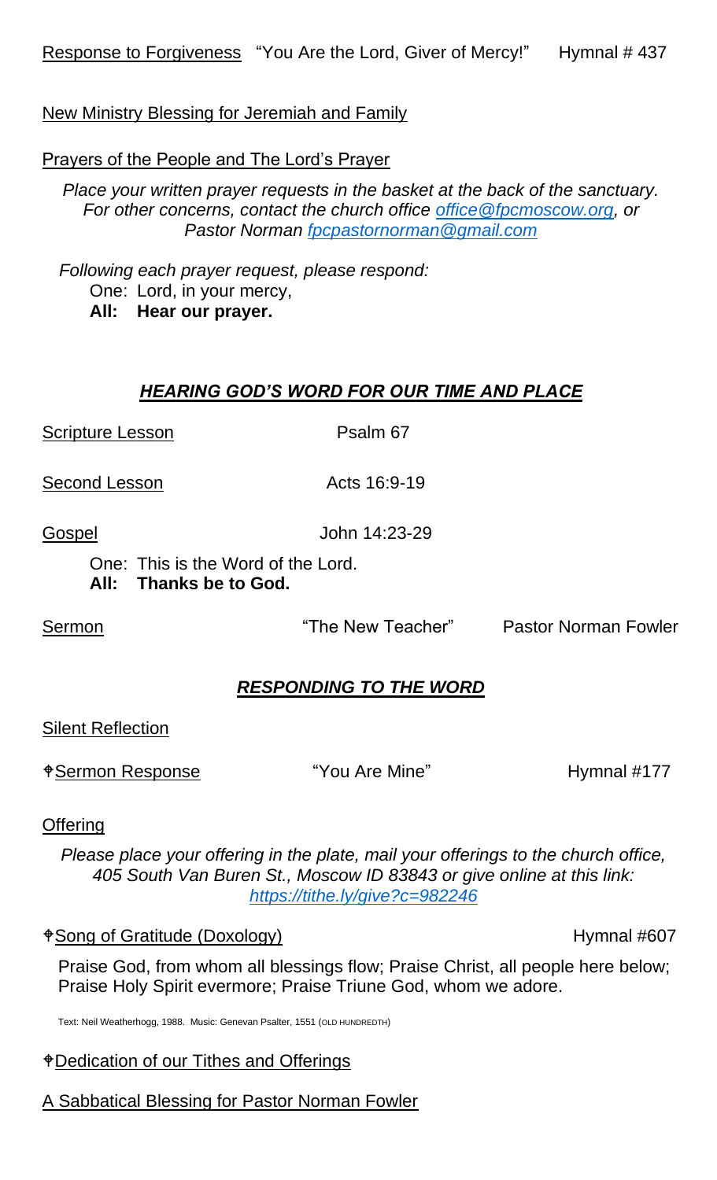Response to Forgiveness "You Are the Lord, Giver of Mercy!" Hymnal # 437

New Ministry Blessing for Jeremiah and Family

Prayers of the People and The Lord's Prayer

*Place your written prayer requests in the basket at the back of the sanctuary. For other concerns, contact the church office [office@fpcmoscow.org](mailto:office@fpcmoscow.org), or Pastor Norman [fpcpastornorman@gmail.com](mailto:fpcpastornorman@gmail.com)*

*Following each prayer request, please respond:*

One: Lord, in your mercy,
**All: Hear our prayer.**

## ***HEARING GOD'S WORD FOR OUR TIME AND PLACE***

Scripture Lesson — Psalm 67

Second Lesson — Acts 16:9-19

Gospel — John 14:23-29

One: This is the Word of the Lord.
**All: Thanks be to God.**

Sermon — "The New Teacher" — Pastor Norman Fowler

## ***RESPONDING TO THE WORD***

Silent Reflection

✟Sermon Response — "You Are Mine" — Hymnal #177

Offering

*Please place your offering in the plate, mail your offerings to the church office, 405 South Van Buren St., Moscow ID 83843 or give online at this link: [https://tithe.ly/give?c=982246](https://tithe.ly/give?c=982246)*

✟Song of Gratitude (Doxology) — Hymnal #607

Praise God, from whom all blessings flow; Praise Christ, all people here below; Praise Holy Spirit evermore; Praise Triune God, whom we adore.

Text: Neil Weatherhogg, 1988. Music: Genevan Psalter, 1551 (OLD HUNDREDTH)

✟Dedication of our Tithes and Offerings

A Sabbatical Blessing for Pastor Norman Fowler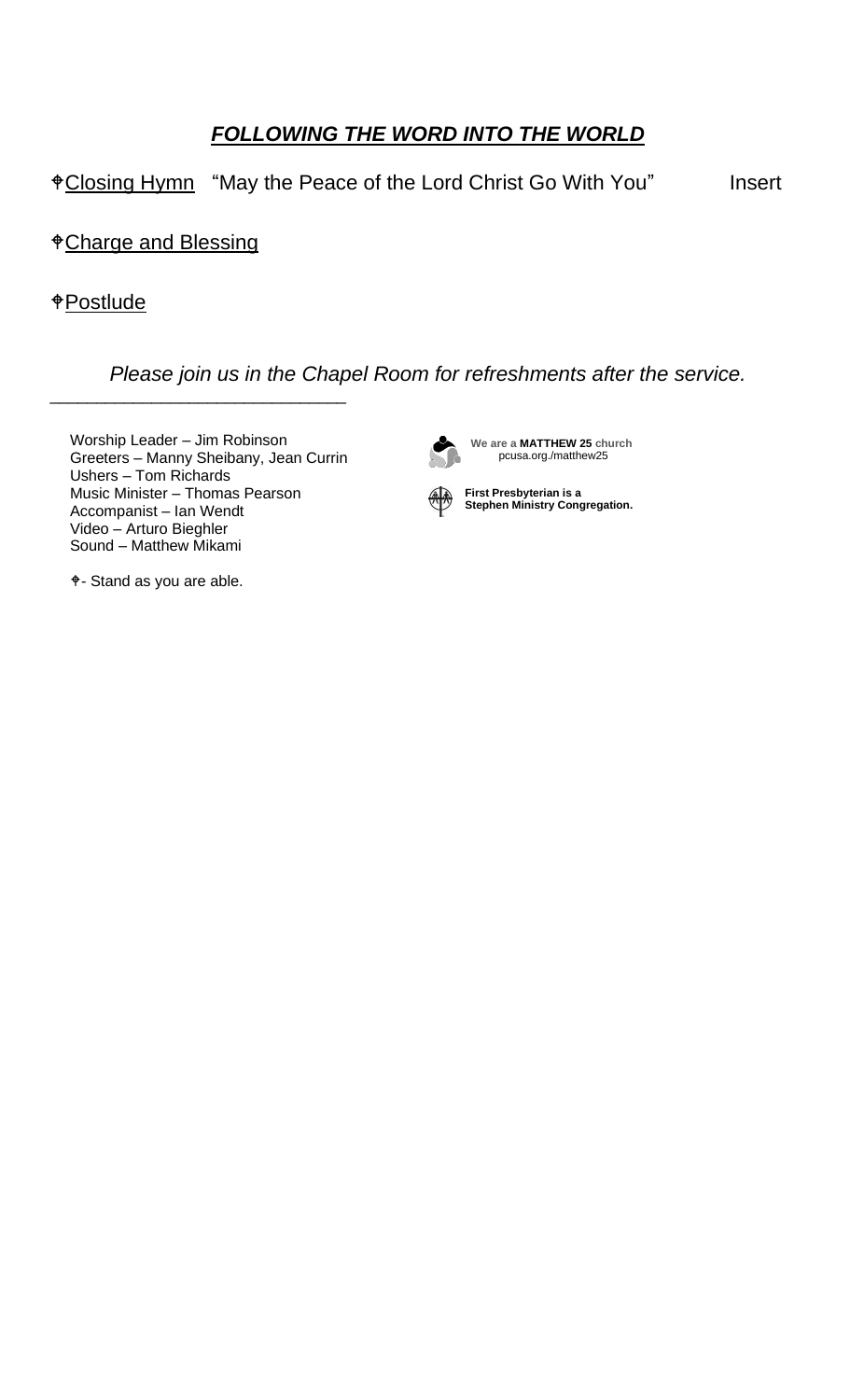## ***FOLLOWING THE WORD INTO THE WORLD***

✠Closing Hymn "May the Peace of the Lord Christ Go With You" Insert

✠Charge and Blessing

✠Postlude

*Please join us in the Chapel Room for refreshments after the service.*

---

Worship Leader – Jim Robinson
Greeters – Manny Sheibany, Jean Currin
Ushers – Tom Richards
Music Minister – Thomas Pearson
Accompanist – Ian Wendt
Video – Arturo Bieghler
Sound – Matthew Mikami

We are a **MATTHEW 25** church
pcusa.org./matthew25

**First Presbyterian is a Stephen Ministry Congregation.**

✠- Stand as you are able.